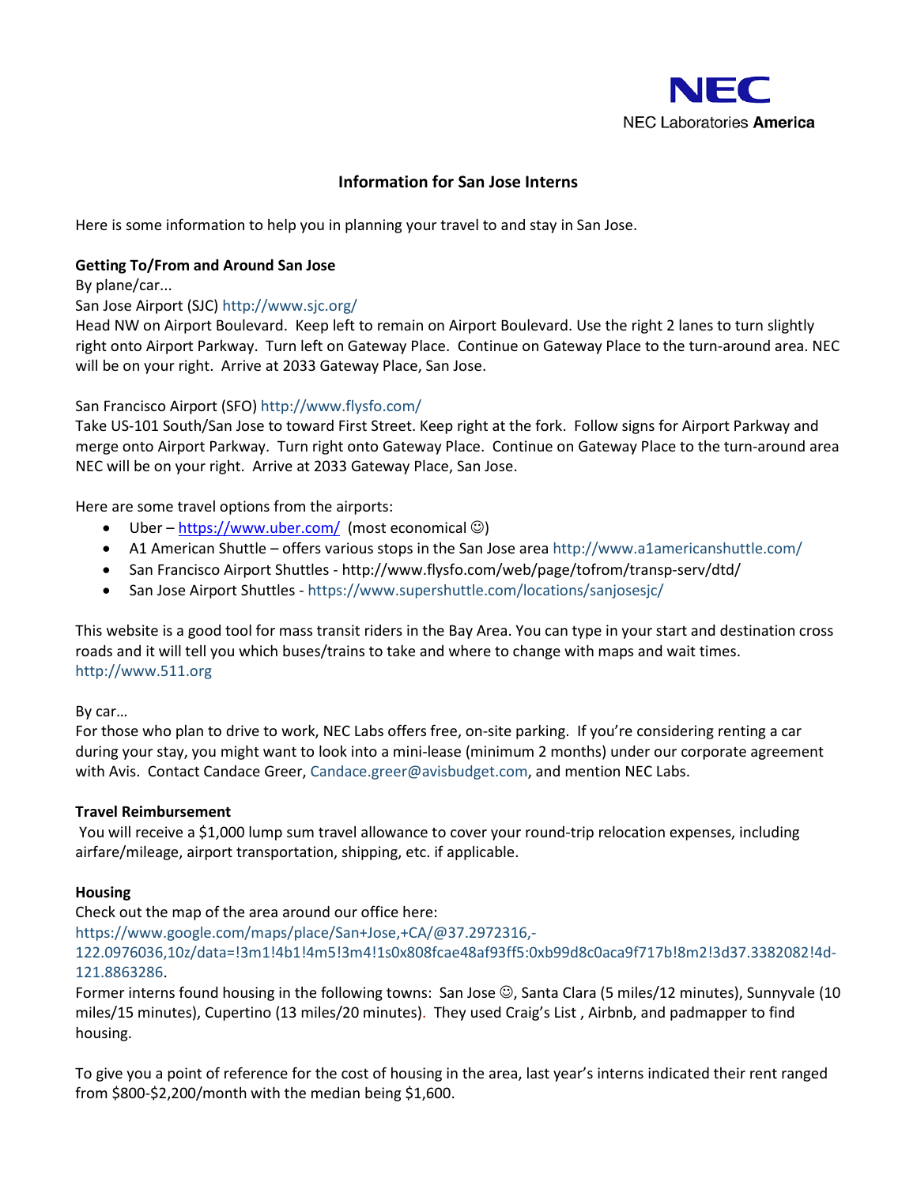NEC
NEC Laboratories **America**

# Information for San Jose Interns

Here is some information to help you in planning your travel to and stay in San Jose.

**Getting To/From and Around San Jose**

By plane/car...

San Jose Airport (SJC) http://www.sjc.org/

Head NW on Airport Boulevard. Keep left to remain on Airport Boulevard. Use the right 2 lanes to turn slightly right onto Airport Parkway. Turn left on Gateway Place. Continue on Gateway Place to the turn-around area. NEC will be on your right. Arrive at 2033 Gateway Place, San Jose.

San Francisco Airport (SFO) http://www.flysfo.com/

Take US-101 South/San Jose to toward First Street. Keep right at the fork. Follow signs for Airport Parkway and merge onto Airport Parkway. Turn right onto Gateway Place. Continue on Gateway Place to the turn-around area NEC will be on your right. Arrive at 2033 Gateway Place, San Jose.

Here are some travel options from the airports:

- Uber – https://www.uber.com/ (most economical ☺)
- A1 American Shuttle – offers various stops in the San Jose area http://www.a1americanshuttle.com/
- San Francisco Airport Shuttles - http://www.flysfo.com/web/page/tofrom/transp-serv/dtd/
- San Jose Airport Shuttles - https://www.supershuttle.com/locations/sanjosesjc/

This website is a good tool for mass transit riders in the Bay Area. You can type in your start and destination cross roads and it will tell you which buses/trains to take and where to change with maps and wait times. http://www.511.org

By car…

For those who plan to drive to work, NEC Labs offers free, on-site parking. If you're considering renting a car during your stay, you might want to look into a mini-lease (minimum 2 months) under our corporate agreement with Avis. Contact Candace Greer, Candace.greer@avisbudget.com, and mention NEC Labs.

**Travel Reimbursement**

You will receive a $1,000 lump sum travel allowance to cover your round-trip relocation expenses, including airfare/mileage, airport transportation, shipping, etc. if applicable.

**Housing**

Check out the map of the area around our office here:
https://www.google.com/maps/place/San+Jose,+CA/@37.2972316,-122.0976036,10z/data=!3m1!4b1!4m5!3m4!1s0x808fcae48af93ff5:0xb99d8c0aca9f717b!8m2!3d37.3382082!4d-121.8863286.

Former interns found housing in the following towns: San Jose ☺, Santa Clara (5 miles/12 minutes), Sunnyvale (10 miles/15 minutes), Cupertino (13 miles/20 minutes). They used Craig's List , Airbnb, and padmapper to find housing.

To give you a point of reference for the cost of housing in the area, last year's interns indicated their rent ranged from $800-$2,200/month with the median being $1,600.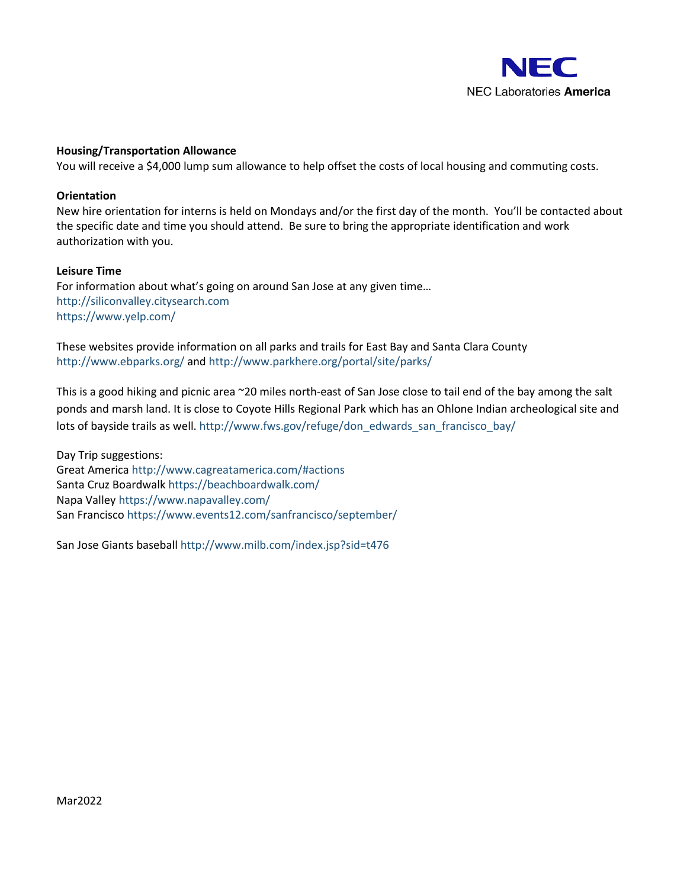**Housing/Transportation Allowance**

You will receive a $4,000 lump sum allowance to help offset the costs of local housing and commuting costs.

**Orientation**

New hire orientation for interns is held on Mondays and/or the first day of the month. You'll be contacted about the specific date and time you should attend. Be sure to bring the appropriate identification and work authorization with you.

**Leisure Time**

For information about what's going on around San Jose at any given time…
http://siliconvalley.citysearch.com
https://www.yelp.com/

These websites provide information on all parks and trails for East Bay and Santa Clara County
http://www.ebparks.org/ and http://www.parkhere.org/portal/site/parks/

This is a good hiking and picnic area ~20 miles north-east of San Jose close to tail end of the bay among the salt ponds and marsh land. It is close to Coyote Hills Regional Park which has an Ohlone Indian archeological site and lots of bayside trails as well. http://www.fws.gov/refuge/don_edwards_san_francisco_bay/

Day Trip suggestions:
Great America http://www.cagreatamerica.com/#actions
Santa Cruz Boardwalk https://beachboardwalk.com/
Napa Valley https://www.napavalley.com/
San Francisco https://www.events12.com/sanfrancisco/september/

San Jose Giants baseball http://www.milb.com/index.jsp?sid=t476

Mar2022